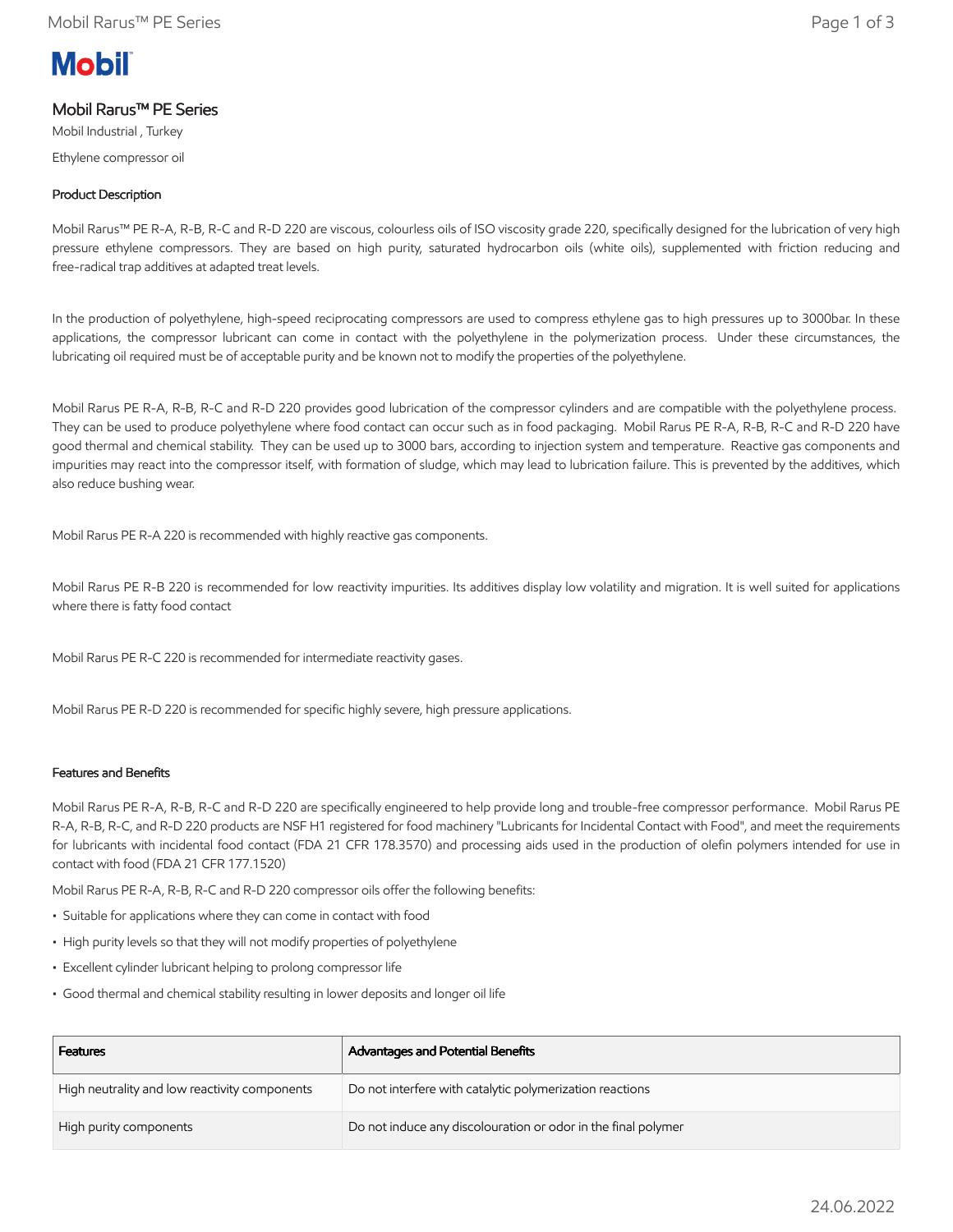# Mobil Rarus™ PE Series

Mobil Industrial , Turkey

Ethylene compressor oil

## Product Description

Mobil Rarus™ PE R-A, R-B, R-C and R-D 220 are viscous, colourless oils of ISO viscosity grade 220, specifically designed for the lubrication of very high pressure ethylene compressors. They are based on high purity, saturated hydrocarbon oils (white oils), supplemented with friction reducing and free-radical trap additives at adapted treat levels.

In the production of polyethylene, high-speed reciprocating compressors are used to compress ethylene gas to high pressures up to 3000bar. In these applications, the compressor lubricant can come in contact with the polyethylene in the polymerization process. Under these circumstances, the lubricating oil required must be of acceptable purity and be known not to modify the properties of the polyethylene.

Mobil Rarus PE R-A, R-B, R-C and R-D 220 provides good lubrication of the compressor cylinders and are compatible with the polyethylene process. They can be used to produce polyethylene where food contact can occur such as in food packaging. Mobil Rarus PE R-A, R-B, R-C and R-D 220 have good thermal and chemical stability. They can be used up to 3000 bars, according to injection system and temperature. Reactive gas components and impurities may react into the compressor itself, with formation of sludge, which may lead to lubrication failure. This is prevented by the additives, which also reduce bushing wear.

Mobil Rarus PE R-A 220 is recommended with highly reactive gas components.

Mobil Rarus PE R-B 220 is recommended for low reactivity impurities. Its additives display low volatility and migration. It is well suited for applications where there is fatty food contact

Mobil Rarus PE R-C 220 is recommended for intermediate reactivity gases.

Mobil Rarus PE R-D 220 is recommended for specific highly severe, high pressure applications.

## Features and Benefits

Mobil Rarus PE R-A, R-B, R-C and R-D 220 are specifically engineered to help provide long and trouble-free compressor performance. Mobil Rarus PE R-A, R-B, R-C, and R-D 220 products are NSF H1 registered for food machinery "Lubricants for Incidental Contact with Food", and meet the requirements for lubricants with incidental food contact (FDA 21 CFR 178.3570) and processing aids used in the production of olefin polymers intended for use in contact with food (FDA 21 CFR 177.1520)

Mobil Rarus PE R-A, R-B, R-C and R-D 220 compressor oils offer the following benefits:

- Suitable for applications where they can come in contact with food
- High purity levels so that they will not modify properties of polyethylene
- Excellent cylinder lubricant helping to prolong compressor life
- Good thermal and chemical stability resulting in lower deposits and longer oil life

| Features | Advantages and Potential Benefits |
| --- | --- |
| High neutrality and low reactivity components | Do not interfere with catalytic polymerization reactions |
| High purity components | Do not induce any discolouration or odor in the final polymer |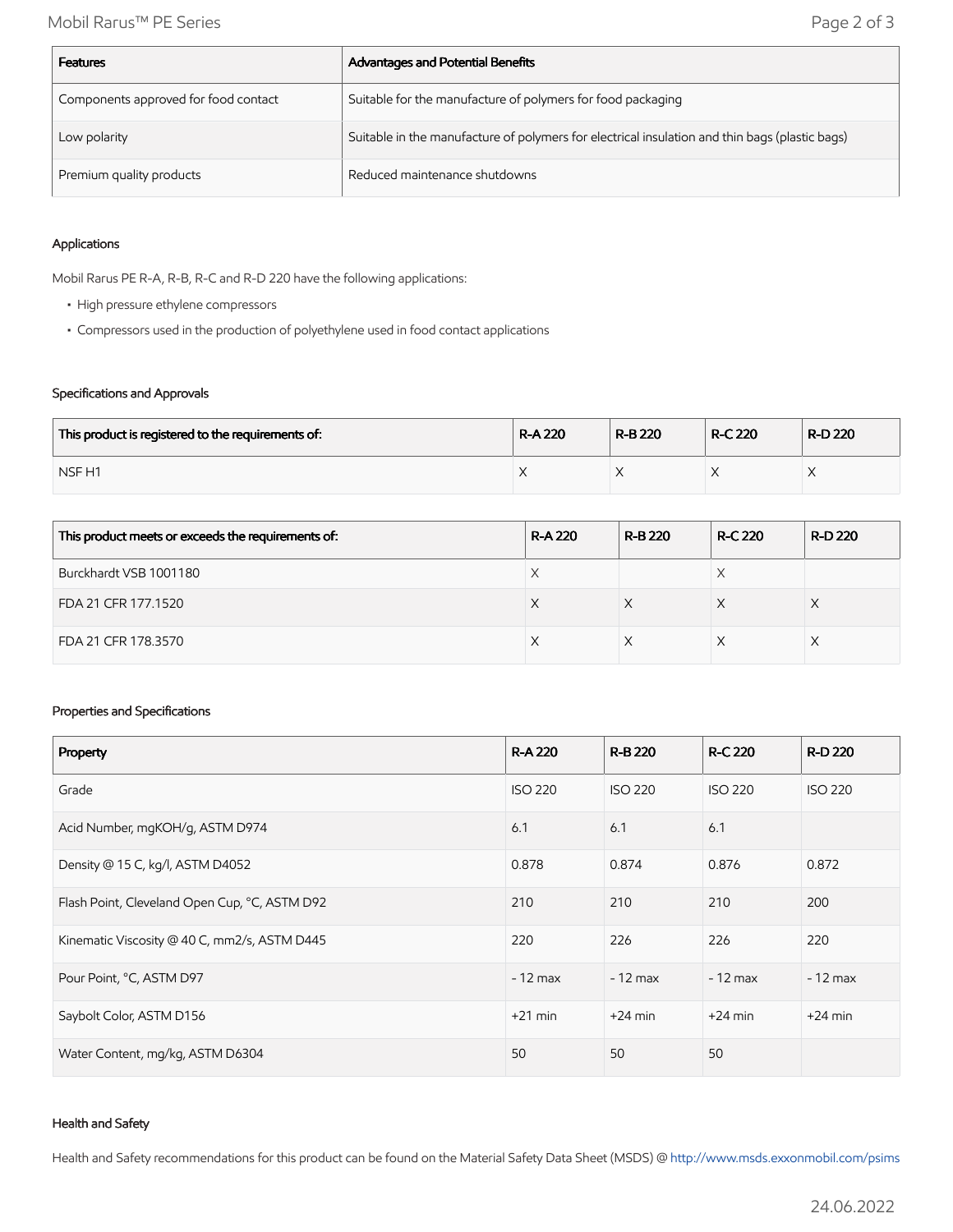| Features | Advantages and Potential Benefits |
| --- | --- |
| Components approved for food contact | Suitable for the manufacture of polymers for food packaging |
| Low polarity | Suitable in the manufacture of polymers for electrical insulation and thin bags (plastic bags) |
| Premium quality products | Reduced maintenance shutdowns |

### Applications

Mobil Rarus PE R-A, R-B, R-C and R-D 220 have the following applications:

- High pressure ethylene compressors
- Compressors used in the production of polyethylene used in food contact applications

### Specifications and Approvals

| This product is registered to the requirements of: | R-A 220 | R-B 220 | R-C 220 | R-D 220 |
| --- | --- | --- | --- | --- |
| NSF H1 | X | X | X | X |

| This product meets or exceeds the requirements of: | R-A 220 | R-B 220 | R-C 220 | R-D 220 |
| --- | --- | --- | --- | --- |
| Burckhardt VSB 1001180 | X | | X | |
| FDA 21 CFR 177.1520 | X | X | X | X |
| FDA 21 CFR 178.3570 | X | X | X | X |

### Properties and Specifications

| Property | R-A 220 | R-B 220 | R-C 220 | R-D 220 |
| --- | --- | --- | --- | --- |
| Grade | ISO 220 | ISO 220 | ISO 220 | ISO 220 |
| Acid Number, mgKOH/g, ASTM D974 | 6.1 | 6.1 | 6.1 | |
| Density @ 15 C, kg/l, ASTM D4052 | 0.878 | 0.874 | 0.876 | 0.872 |
| Flash Point, Cleveland Open Cup, °C, ASTM D92 | 210 | 210 | 210 | 200 |
| Kinematic Viscosity @ 40 C, mm2/s, ASTM D445 | 220 | 226 | 226 | 220 |
| Pour Point, °C, ASTM D97 | - 12 max | - 12 max | - 12 max | - 12 max |
| Saybolt Color, ASTM D156 | +21 min | +24 min | +24 min | +24 min |
| Water Content, mg/kg, ASTM D6304 | 50 | 50 | 50 | |

### Health and Safety

Health and Safety recommendations for this product can be found on the Material Safety Data Sheet (MSDS) @ http://www.msds.exxonmobil.com/psims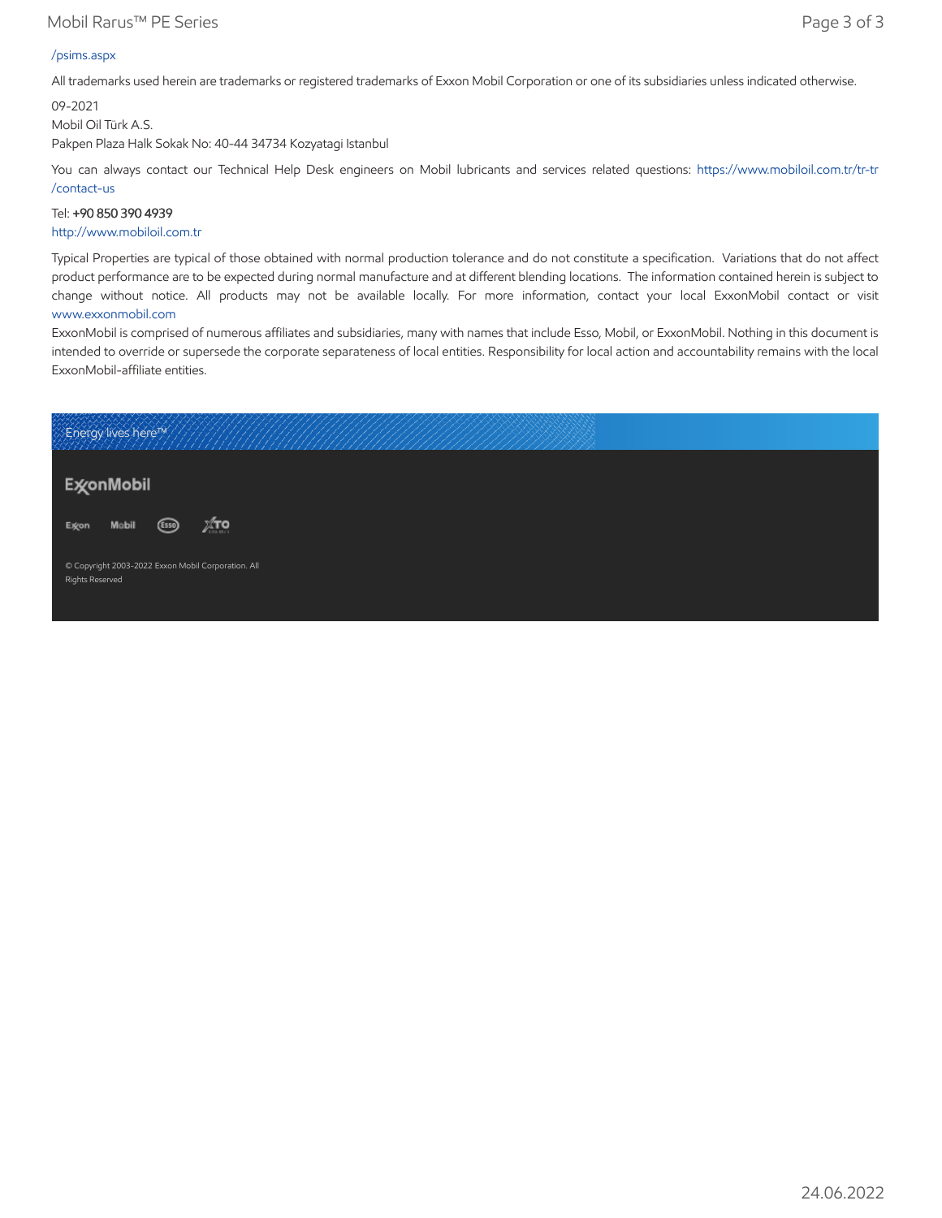/psims.aspx

All trademarks used herein are trademarks or registered trademarks of Exxon Mobil Corporation or one of its subsidiaries unless indicated otherwise.

09-2021
Mobil Oil Türk A.S.
Pakpen Plaza Halk Sokak No: 40-44 34734 Kozyatagi Istanbul

You can always contact our Technical Help Desk engineers on Mobil lubricants and services related questions: https://www.mobiloil.com.tr/tr-tr/contact-us

Tel: +90 850 390 4939
http://www.mobiloil.com.tr

Typical Properties are typical of those obtained with normal production tolerance and do not constitute a specification. Variations that do not affect product performance are to be expected during normal manufacture and at different blending locations. The information contained herein is subject to change without notice. All products may not be available locally. For more information, contact your local ExxonMobil contact or visit www.exxonmobil.com
ExxonMobil is comprised of numerous affiliates and subsidiaries, many with names that include Esso, Mobil, or ExxonMobil. Nothing in this document is intended to override or supersede the corporate separateness of local entities. Responsibility for local action and accountability remains with the local ExxonMobil-affiliate entities.

Energy lives here™

ExxonMobil

Exxon Mobil Esso XTO

© Copyright 2003-2022 Exxon Mobil Corporation. All Rights Reserved

24.06.2022